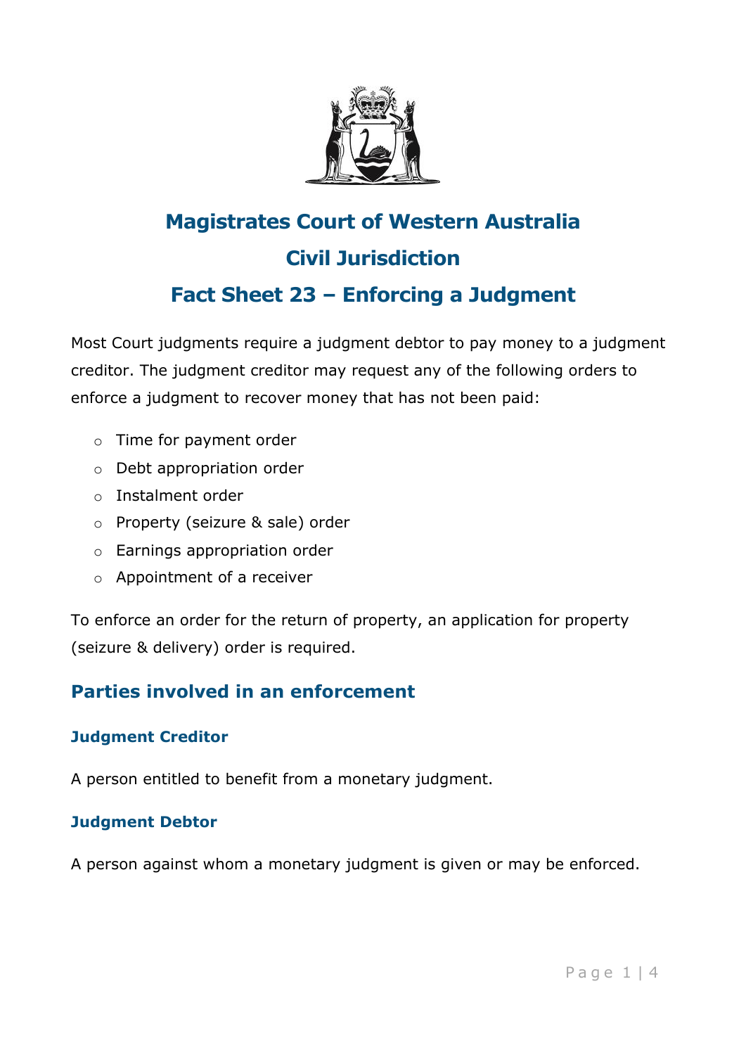# Magistrates Court of Western Australia

# Civil Jurisdiction

# Fact Sheet 23 – Enforcing a Judgment

Most Court judgments require a judgment debtor to pay money to a judgment creditor. The judgment creditor may request any of the following orders to enforce a judgment to recover money that has not been paid:

- Time for payment order
- Debt appropriation order
- Instalment order
- Property (seizure & sale) order
- Earnings appropriation order
- Appointment of a receiver

To enforce an order for the return of property, an application for property (seizure & delivery) order is required.

## Parties involved in an enforcement

### Judgment Creditor

A person entitled to benefit from a monetary judgment.

### Judgment Debtor

A person against whom a monetary judgment is given or may be enforced.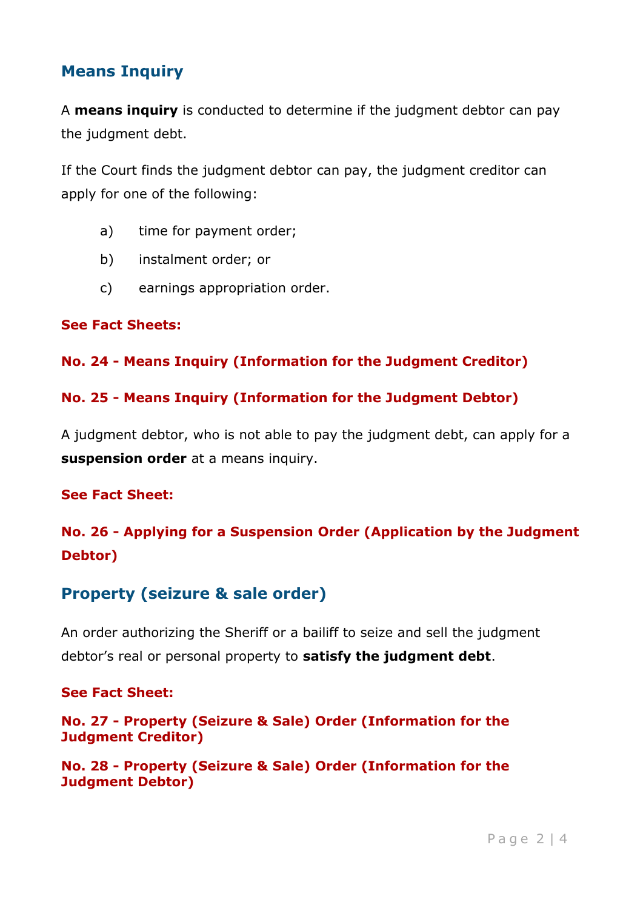## Means Inquiry

A **means inquiry** is conducted to determine if the judgment debtor can pay the judgment debt.

If the Court finds the judgment debtor can pay, the judgment creditor can apply for one of the following:

a) time for payment order;

b) instalment order; or

c) earnings appropriation order.

**See Fact Sheets:**

**No. 24 - Means Inquiry (Information for the Judgment Creditor)**

**No. 25 - Means Inquiry (Information for the Judgment Debtor)**

A judgment debtor, who is not able to pay the judgment debt, can apply for a **suspension order** at a means inquiry.

**See Fact Sheet:**

**No. 26 - Applying for a Suspension Order (Application by the Judgment Debtor)**

## Property (seizure & sale order)

An order authorizing the Sheriff or a bailiff to seize and sell the judgment debtor's real or personal property to **satisfy the judgment debt**.

**See Fact Sheet:**

**No. 27 - Property (Seizure & Sale) Order (Information for the Judgment Creditor)**

**No. 28 - Property (Seizure & Sale) Order (Information for the Judgment Debtor)**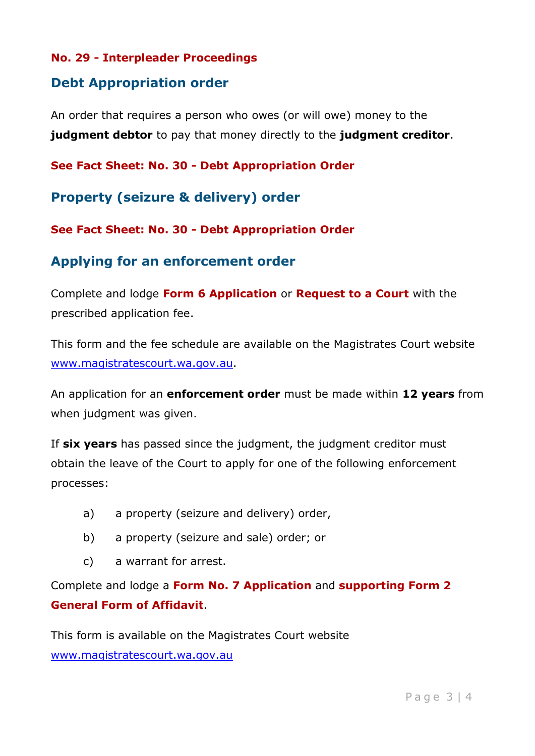**No. 29 - Interpleader Proceedings**

## Debt Appropriation order

An order that requires a person who owes (or will owe) money to the **judgment debtor** to pay that money directly to the **judgment creditor**.

**See Fact Sheet: No. 30 - Debt Appropriation Order**

## Property (seizure & delivery) order

**See Fact Sheet: No. 30 - Debt Appropriation Order**

## Applying for an enforcement order

Complete and lodge **Form 6 Application** or **Request to a Court** with the prescribed application fee.

This form and the fee schedule are available on the Magistrates Court website www.magistratescourt.wa.gov.au.

An application for an **enforcement order** must be made within **12 years** from when judgment was given.

If **six years** has passed since the judgment, the judgment creditor must obtain the leave of the Court to apply for one of the following enforcement processes:

a) a property (seizure and delivery) order,

b) a property (seizure and sale) order; or

c) a warrant for arrest.

Complete and lodge a **Form No. 7 Application** and **supporting Form 2 General Form of Affidavit**.

This form is available on the Magistrates Court website www.magistratescourt.wa.gov.au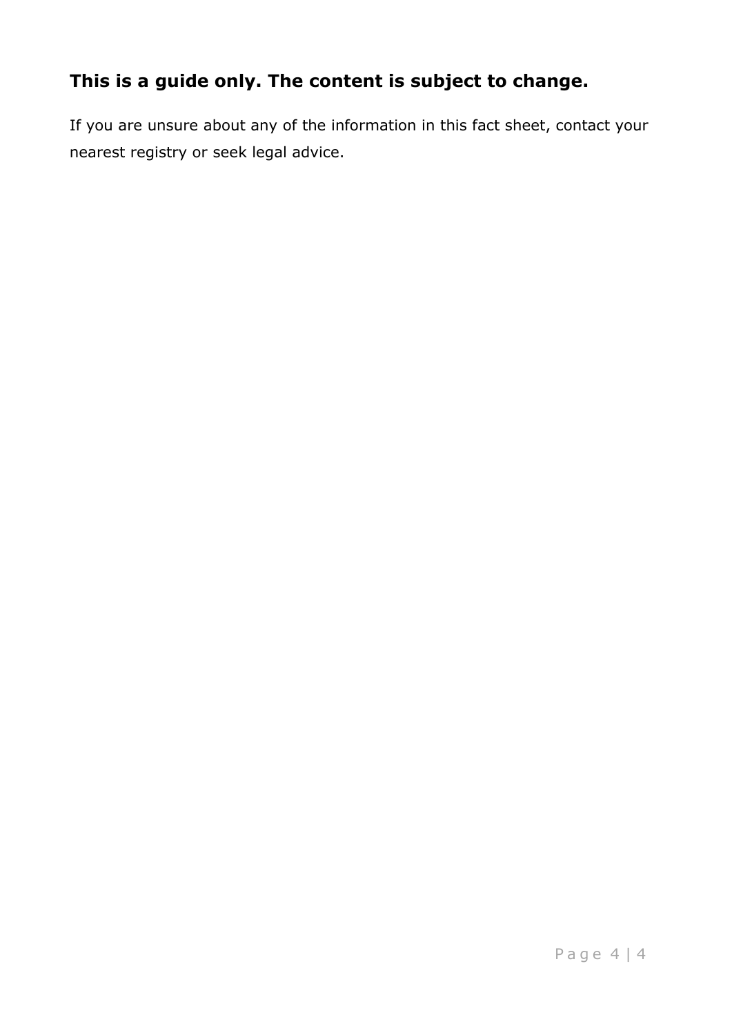**This is a guide only. The content is subject to change.**

If you are unsure about any of the information in this fact sheet, contact your nearest registry or seek legal advice.